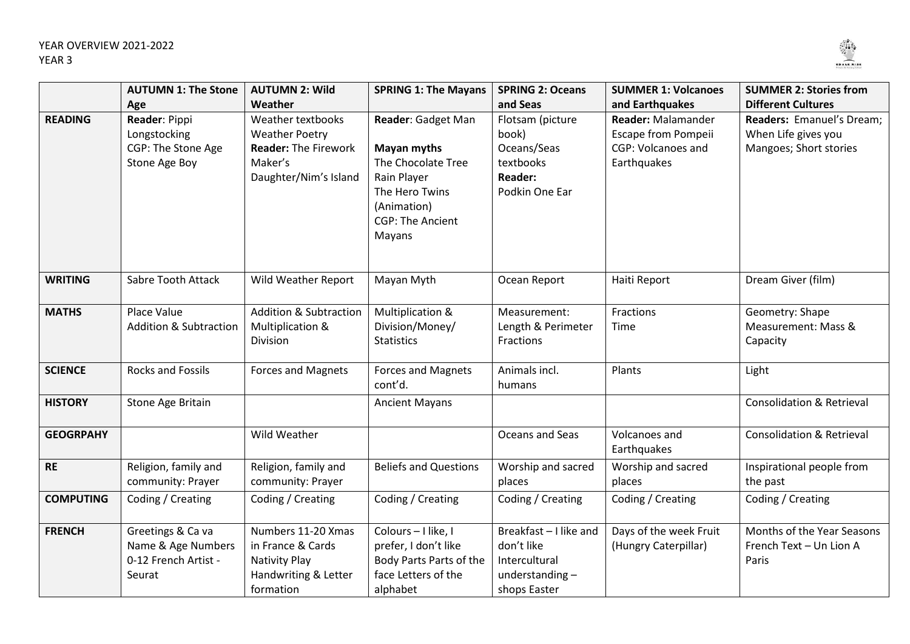YEAR OVERVIEW 2021-2022
YEAR 3

| | AUTUMN 1: The Stone Age | AUTUMN 2: Wild Weather | SPRING 1: The Mayans | SPRING 2: Oceans and Seas | SUMMER 1: Volcanoes and Earthquakes | SUMMER 2: Stories from Different Cultures |
|---|---|---|---|---|---|---|
| **READING** | **Reader**: Pippi Longstocking<br>CGP: The Stone Age<br>Stone Age Boy | Weather textbooks<br>Weather Poetry<br>**Reader:** The Firework Maker's Daughter/Nim's Island | **Reader**: Gadget Man<br><br>**Mayan myths**<br>The Chocolate Tree<br>Rain Player<br>The Hero Twins (Animation)<br>CGP: The Ancient Mayans | Flotsam (picture book)<br>Oceans/Seas textbooks<br>**Reader:**<br>Podkin One Ear | **Reader:** Malamander<br>Escape from Pompeii<br>CGP: Volcanoes and Earthquakes | **Readers:** Emanuel's Dream; When Life gives you Mangoes; Short stories |
| **WRITING** | Sabre Tooth Attack | Wild Weather Report | Mayan Myth | Ocean Report | Haiti Report | Dream Giver (film) |
| **MATHS** | Place Value<br>Addition & Subtraction | Addition & Subtraction<br>Multiplication & Division | Multiplication & Division/Money/ Statistics | Measurement: Length & Perimeter<br>Fractions | Fractions<br>Time | Geometry: Shape<br>Measurement: Mass & Capacity |
| **SCIENCE** | Rocks and Fossils | Forces and Magnets | Forces and Magnets cont'd. | Animals incl. humans | Plants | Light |
| **HISTORY** | Stone Age Britain | | Ancient Mayans | | | Consolidation & Retrieval |
| **GEOGRPAHY** | | Wild Weather | | Oceans and Seas | Volcanoes and Earthquakes | Consolidation & Retrieval |
| **RE** | Religion, family and community: Prayer | Religion, family and community: Prayer | Beliefs and Questions | Worship and sacred places | Worship and sacred places | Inspirational people from the past |
| **COMPUTING** | Coding / Creating | Coding / Creating | Coding / Creating | Coding / Creating | Coding / Creating | Coding / Creating |
| **FRENCH** | Greetings & Ca va Name & Age Numbers 0-12 French Artist - Seurat | Numbers 11-20 Xmas in France & Cards Nativity Play Handwriting & Letter formation | Colours – I like, I prefer, I don't like Body Parts Parts of the face Letters of the alphabet | Breakfast – I like and don't like Intercultural understanding – shops Easter | Days of the week Fruit (Hungry Caterpillar) | Months of the Year Seasons French Text – Un Lion A Paris |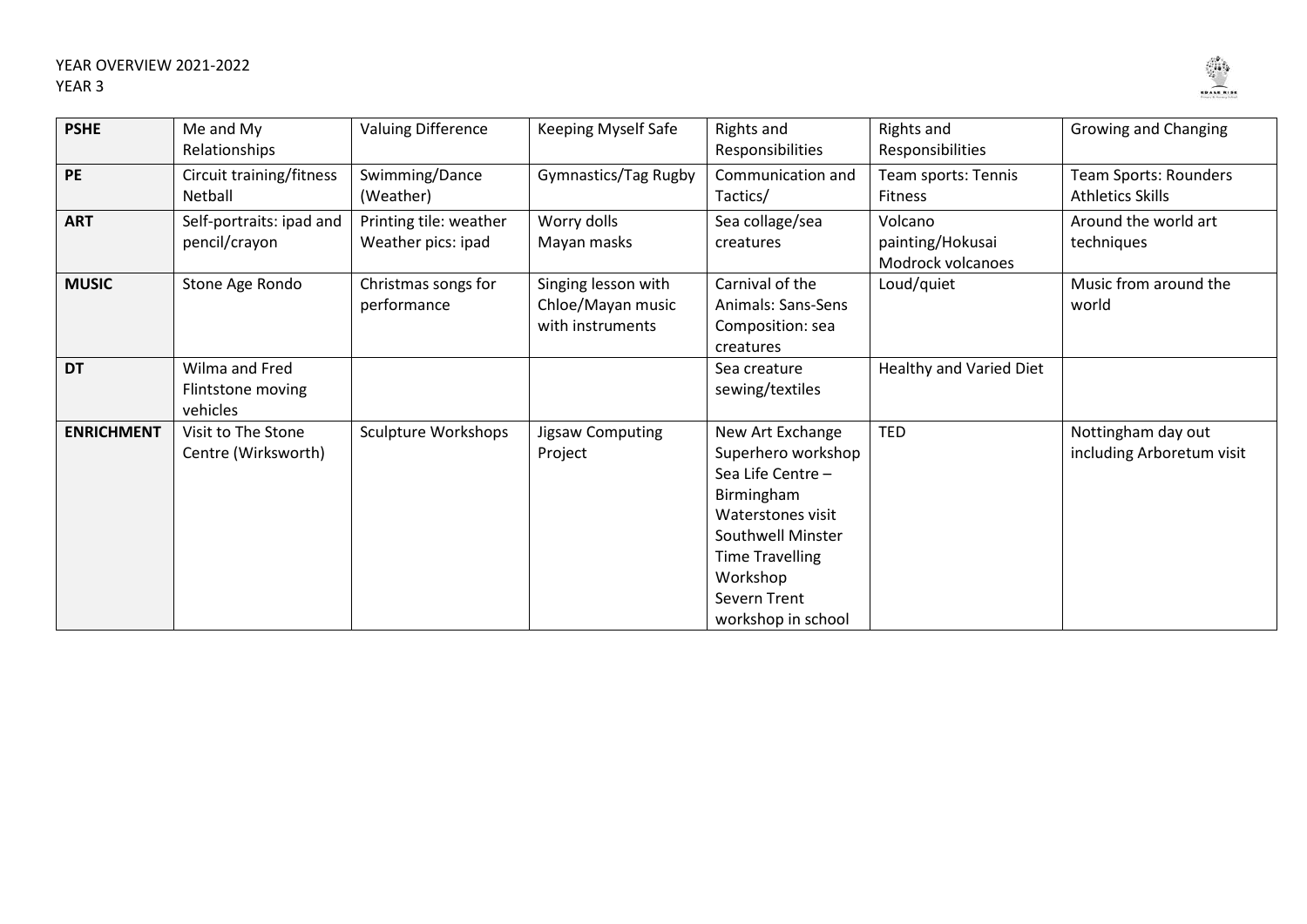YEAR OVERVIEW 2021-2022
YEAR 3

| | | | | | | |
|---|---|---|---|---|---|---|
| **PSHE** | Me and My Relationships | Valuing Difference | Keeping Myself Safe | Rights and Responsibilities | Rights and Responsibilities | Growing and Changing |
| **PE** | Circuit training/fitness Netball | Swimming/Dance (Weather) | Gymnastics/Tag Rugby | Communication and Tactics/ | Team sports: Tennis Fitness | Team Sports: Rounders Athletics Skills |
| **ART** | Self-portraits: ipad and pencil/crayon | Printing tile: weather Weather pics: ipad | Worry dolls Mayan masks | Sea collage/sea creatures | Volcano painting/Hokusai Modrock volcanoes | Around the world art techniques |
| **MUSIC** | Stone Age Rondo | Christmas songs for performance | Singing lesson with Chloe/Mayan music with instruments | Carnival of the Animals: Sans-Sens Composition: sea creatures | Loud/quiet | Music from around the world |
| **DT** | Wilma and Fred Flintstone moving vehicles | | | Sea creature sewing/textiles | Healthy and Varied Diet | |
| **ENRICHMENT** | Visit to The Stone Centre (Wirksworth) | Sculpture Workshops | Jigsaw Computing Project | New Art Exchange Superhero workshop Sea Life Centre – Birmingham Waterstones visit Southwell Minster Time Travelling Workshop Severn Trent workshop in school | TED | Nottingham day out including Arboretum visit |